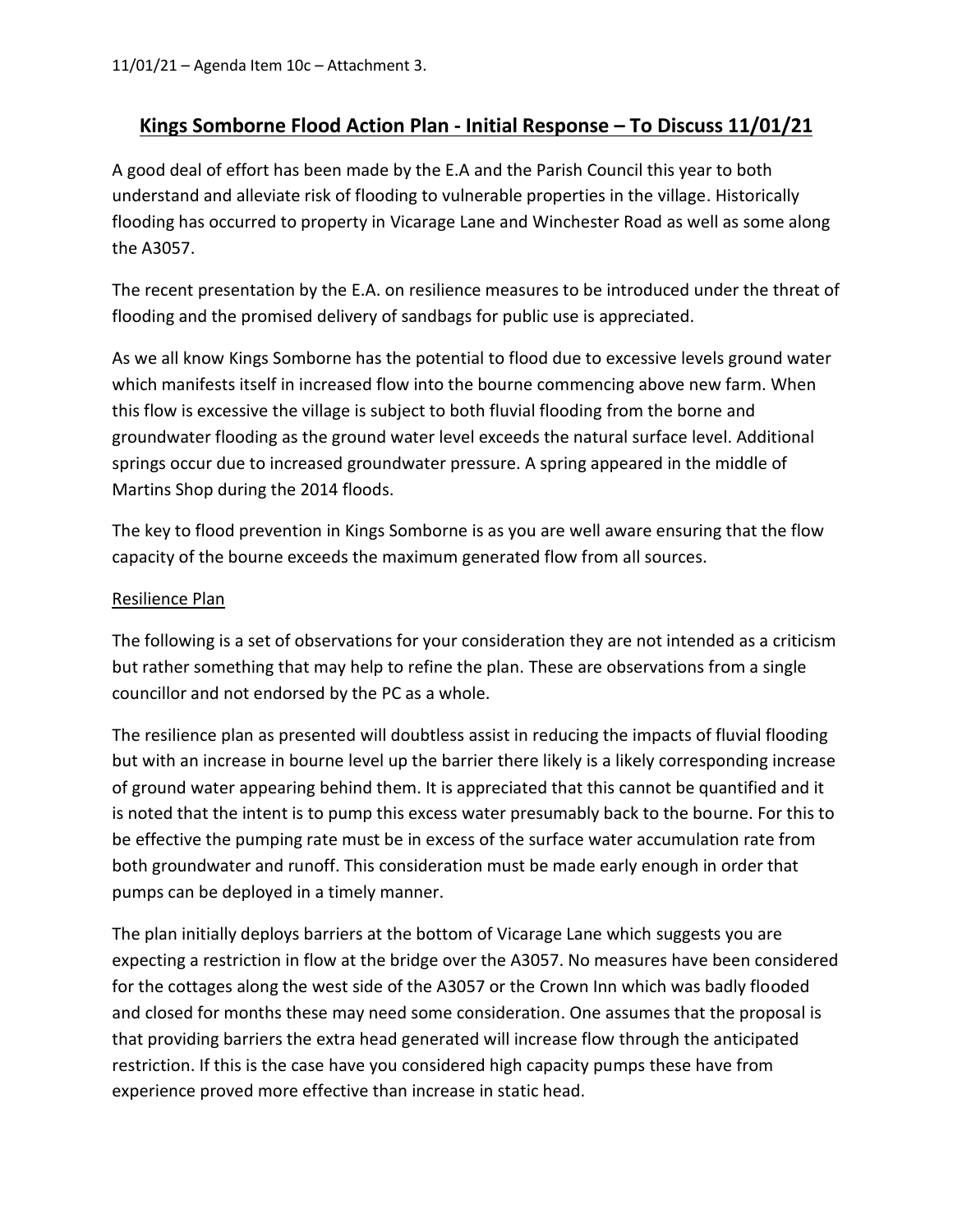11/01/21 – Agenda Item 10c – Attachment 3.

# Kings Somborne Flood Action Plan - Initial Response – To Discuss 11/01/21

A good deal of effort has been made by the E.A and the Parish Council this year to both understand and alleviate risk of flooding to vulnerable properties in the village. Historically flooding has occurred to property in Vicarage Lane and Winchester Road as well as some along the A3057.

The recent presentation by the E.A. on resilience measures to be introduced under the threat of flooding and the promised delivery of sandbags for public use is appreciated.

As we all know Kings Somborne has the potential to flood due to excessive levels ground water which manifests itself in increased flow into the bourne commencing above new farm. When this flow is excessive the village is subject to both fluvial flooding from the borne and groundwater flooding as the ground water level exceeds the natural surface level. Additional springs occur due to increased groundwater pressure. A spring appeared in the middle of Martins Shop during the 2014 floods.

The key to flood prevention in Kings Somborne is as you are well aware ensuring that the flow capacity of the bourne exceeds the maximum generated flow from all sources.

## Resilience Plan

The following is a set of observations for your consideration they are not intended as a criticism but rather something that may help to refine the plan. These are observations from a single councillor and not endorsed by the PC as a whole.

The resilience plan as presented will doubtless assist in reducing the impacts of fluvial flooding but with an increase in bourne level up the barrier there likely is a likely corresponding increase of ground water appearing behind them. It is appreciated that this cannot be quantified and it is noted that the intent is to pump this excess water presumably back to the bourne. For this to be effective the pumping rate must be in excess of the surface water accumulation rate from both groundwater and runoff. This consideration must be made early enough in order that pumps can be deployed in a timely manner.

The plan initially deploys barriers at the bottom of Vicarage Lane which suggests you are expecting a restriction in flow at the bridge over the A3057. No measures have been considered for the cottages along the west side of the A3057 or the Crown Inn which was badly flooded and closed for months these may need some consideration. One assumes that the proposal is that providing barriers the extra head generated will increase flow through the anticipated restriction. If this is the case have you considered high capacity pumps these have from experience proved more effective than increase in static head.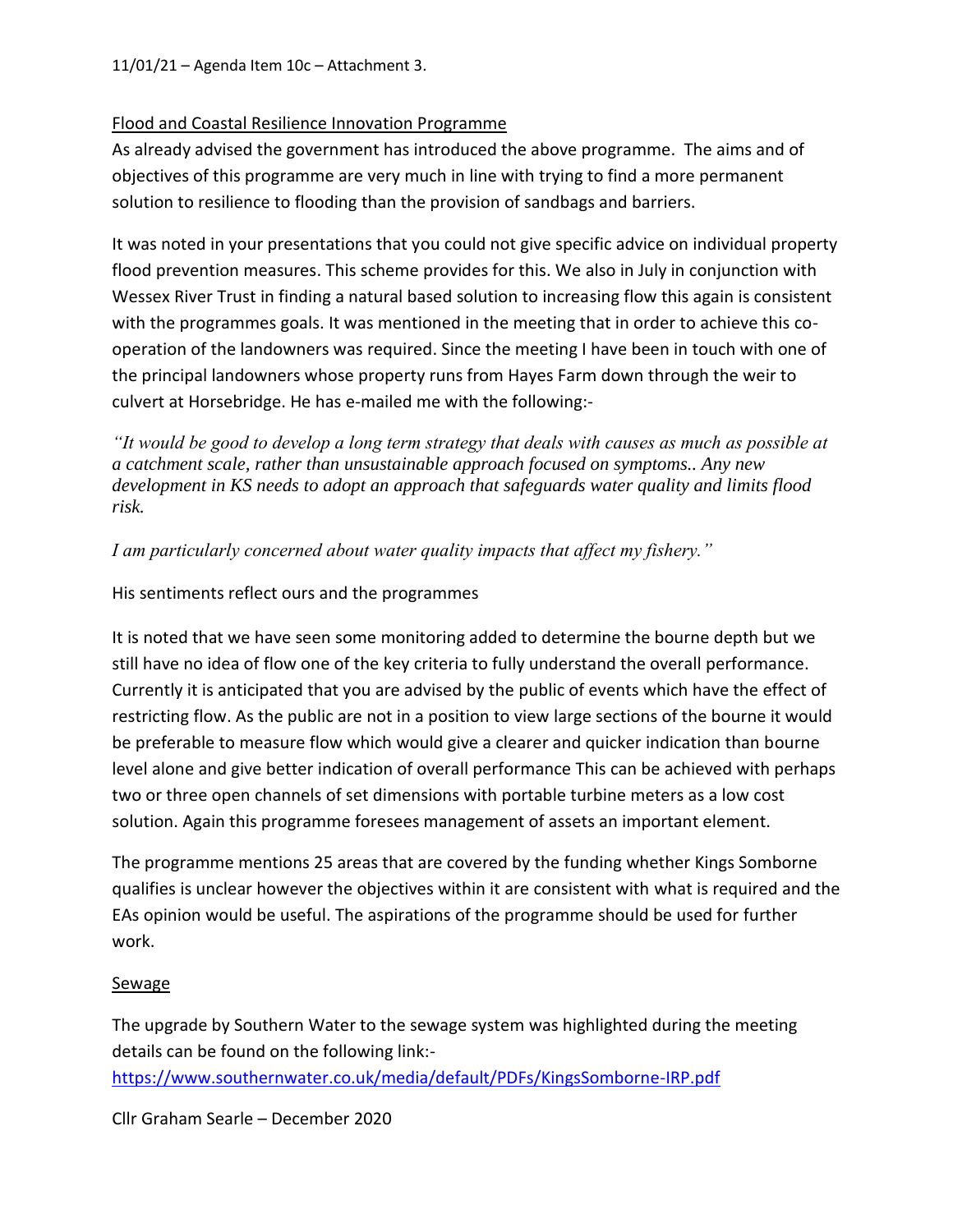11/01/21 – Agenda Item 10c – Attachment 3.

Flood and Coastal Resilience Innovation Programme

As already advised the government has introduced the above programme. The aims and of objectives of this programme are very much in line with trying to find a more permanent solution to resilience to flooding than the provision of sandbags and barriers.

It was noted in your presentations that you could not give specific advice on individual property flood prevention measures. This scheme provides for this. We also in July in conjunction with Wessex River Trust in finding a natural based solution to increasing flow this again is consistent with the programmes goals. It was mentioned in the meeting that in order to achieve this co-operation of the landowners was required. Since the meeting I have been in touch with one of the principal landowners whose property runs from Hayes Farm down through the weir to culvert at Horsebridge. He has e-mailed me with the following:-

*"It would be good to develop a long term strategy that deals with causes as much as possible at a catchment scale, rather than unsustainable approach focused on symptoms.. Any new development in KS needs to adopt an approach that safeguards water quality and limits flood risk.*

*I am particularly concerned about water quality impacts that affect my fishery."*

His sentiments reflect ours and the programmes

It is noted that we have seen some monitoring added to determine the bourne depth but we still have no idea of flow one of the key criteria to fully understand the overall performance. Currently it is anticipated that you are advised by the public of events which have the effect of restricting flow. As the public are not in a position to view large sections of the bourne it would be preferable to measure flow which would give a clearer and quicker indication than bourne level alone and give better indication of overall performance This can be achieved with perhaps two or three open channels of set dimensions with portable turbine meters as a low cost solution. Again this programme foresees management of assets an important element.

The programme mentions 25 areas that are covered by the funding whether Kings Somborne qualifies is unclear however the objectives within it are consistent with what is required and the EAs opinion would be useful. The aspirations of the programme should be used for further work.

Sewage

The upgrade by Southern Water to the sewage system was highlighted during the meeting details can be found on the following link:-
https://www.southernwater.co.uk/media/default/PDFs/KingsSomborne-IRP.pdf

Cllr Graham Searle – December 2020